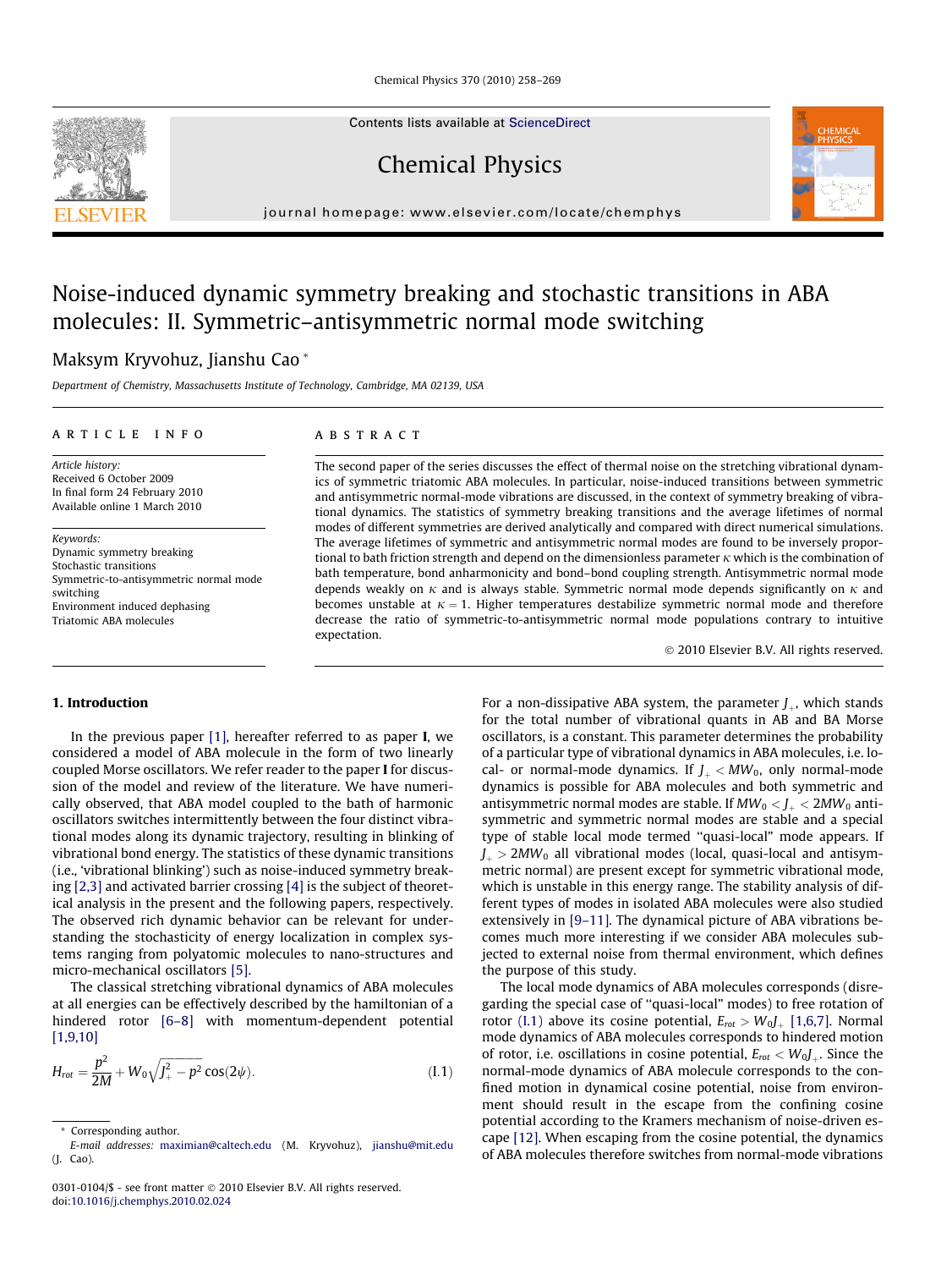# Noise-induced dynamic symmetry breaking and stochastic transitions in ABA molecules: II. Symmetric–antisymmetric normal mode switching

Maksym Kryvohuz, Jianshu Cao *

*Department of Chemistry, Massachusetts Institute of Technology, Cambridge, MA 02139, USA*

## ARTICLE INFO

*Article history:*
Received 6 October 2009
In final form 24 February 2010
Available online 1 March 2010

*Keywords:*
Dynamic symmetry breaking
Stochastic transitions
Symmetric-to-antisymmetric normal mode switching
Environment induced dephasing
Triatomic ABA molecules

## ABSTRACT

The second paper of the series discusses the effect of thermal noise on the stretching vibrational dynamics of symmetric triatomic ABA molecules. In particular, noise-induced transitions between symmetric and antisymmetric normal-mode vibrations are discussed, in the context of symmetry breaking of vibrational dynamics. The statistics of symmetry breaking transitions and the average lifetimes of normal modes of different symmetries are derived analytically and compared with direct numerical simulations. The average lifetimes of symmetric and antisymmetric normal modes are found to be inversely proportional to bath friction strength and depend on the dimensionless parameter $\kappa$ which is the combination of bath temperature, bond anharmonicity and bond–bond coupling strength. Antisymmetric normal mode depends weakly on $\kappa$ and is always stable. Symmetric normal mode depends significantly on $\kappa$ and becomes unstable at $\kappa = 1$. Higher temperatures destabilize symmetric normal mode and therefore decrease the ratio of symmetric-to-antisymmetric normal mode populations contrary to intuitive expectation.

© 2010 Elsevier B.V. All rights reserved.

## 1. Introduction

In the previous paper [1], hereafter referred to as paper **I**, we considered a model of ABA molecule in the form of two linearly coupled Morse oscillators. We refer reader to the paper **I** for discussion of the model and review of the literature. We have numerically observed, that ABA model coupled to the bath of harmonic oscillators switches intermittently between the four distinct vibrational modes along its dynamic trajectory, resulting in blinking of vibrational bond energy. The statistics of these dynamic transitions (i.e., 'vibrational blinking') such as noise-induced symmetry breaking [2,3] and activated barrier crossing [4] is the subject of theoretical analysis in the present and the following papers, respectively. The observed rich dynamic behavior can be relevant for understanding the stochasticity of energy localization in complex systems ranging from polyatomic molecules to nano-structures and micro-mechanical oscillators [5].

The classical stretching vibrational dynamics of ABA molecules at all energies can be effectively described by the hamiltonian of a hindered rotor [6–8] with momentum-dependent potential [1,9,10]

$$H_{rot} = \frac{p^2}{2M} + W_0\sqrt{J_+^2 - p^2}\cos(2\psi). \tag{I.1}$$

For a non-dissipative ABA system, the parameter $J_+$, which stands for the total number of vibrational quants in AB and BA Morse oscillators, is a constant. This parameter determines the probability of a particular type of vibrational dynamics in ABA molecules, i.e. local- or normal-mode dynamics. If $J_+ < MW_0$, only normal-mode dynamics is possible for ABA molecules and both symmetric and antisymmetric normal modes are stable. If $MW_0 < J_+ < 2MW_0$ antisymmetric and symmetric normal modes are stable and a special type of stable local mode termed "quasi-local" mode appears. If $J_+ > 2MW_0$ all vibrational modes (local, quasi-local and antisymmetric normal) are present except for symmetric vibrational mode, which is unstable in this energy range. The stability analysis of different types of modes in isolated ABA molecules were also studied extensively in [9–11]. The dynamical picture of ABA vibrations becomes much more interesting if we consider ABA molecules subjected to external noise from thermal environment, which defines the purpose of this study.

The local mode dynamics of ABA molecules corresponds (disregarding the special case of "quasi-local" modes) to free rotation of rotor (I.1) above its cosine potential, $E_{rot} > W_0J_+$ [1,6,7]. Normal mode dynamics of ABA molecules corresponds to hindered motion of rotor, i.e. oscillations in cosine potential, $E_{rot} < W_0J_+$. Since the normal-mode dynamics of ABA molecule corresponds to the confined motion in dynamical cosine potential, noise from environment should result in the escape from the confining cosine potential according to the Kramers mechanism of noise-driven escape [12]. When escaping from the cosine potential, the dynamics of ABA molecules therefore switches from normal-mode vibrations

---

* Corresponding author.
*E-mail addresses:* maximian@caltech.edu (M. Kryvohuz), jianshu@mit.edu (J. Cao).

0301-0104/$ - see front matter © 2010 Elsevier B.V. All rights reserved.
doi:10.1016/j.chemphys.2010.02.024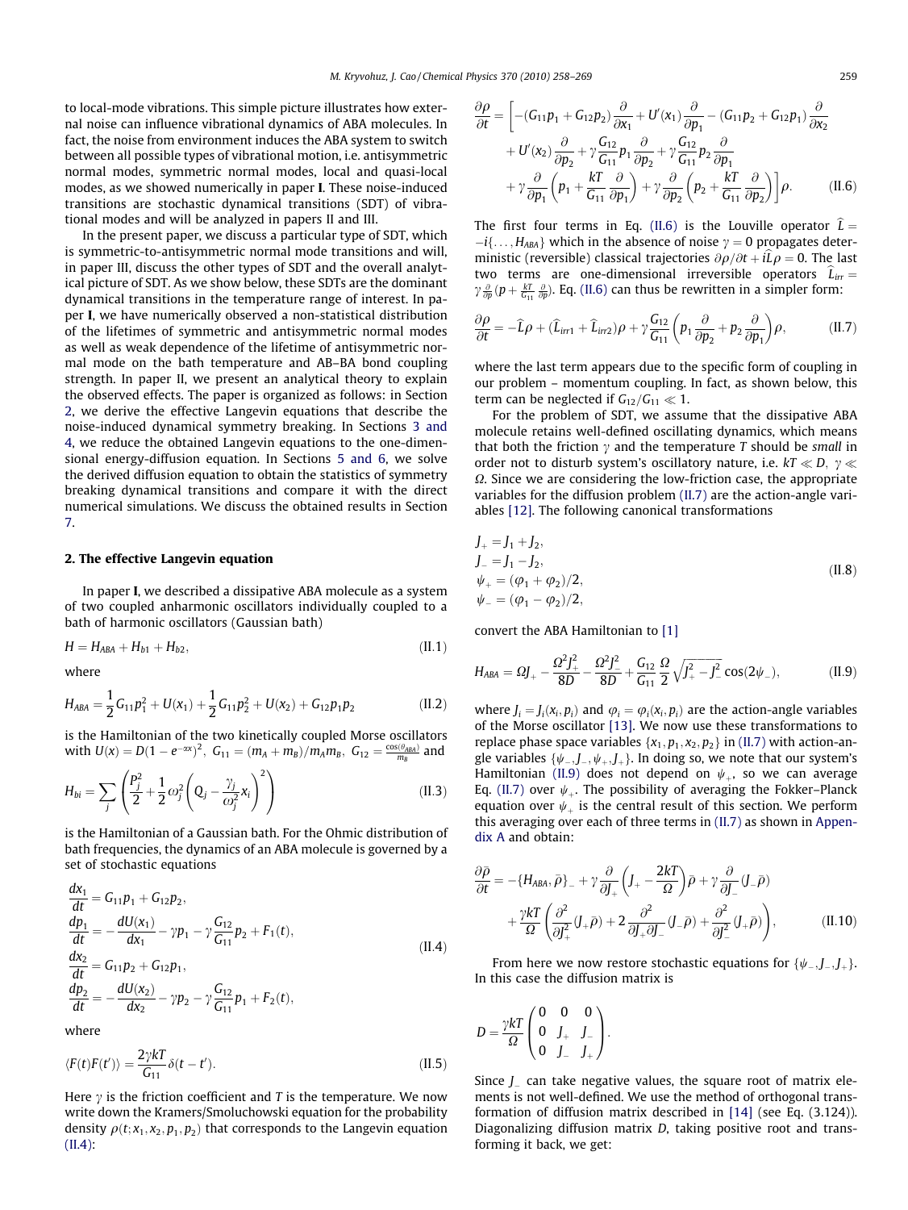to local-mode vibrations. This simple picture illustrates how external noise can influence vibrational dynamics of ABA molecules. In fact, the noise from environment induces the ABA system to switch between all possible types of vibrational motion, i.e. antisymmetric normal modes, symmetric normal modes, local and quasi-local modes, as we showed numerically in paper **I**. These noise-induced transitions are stochastic dynamical transitions (SDT) of vibrational modes and will be analyzed in papers II and III.

In the present paper, we discuss a particular type of SDT, which is symmetric-to-antisymmetric normal mode transitions and will, in paper III, discuss the other types of SDT and the overall analytical picture of SDT. As we show below, these SDTs are the dominant dynamical transitions in the temperature range of interest. In paper **I**, we have numerically observed a non-statistical distribution of the lifetimes of symmetric and antisymmetric normal modes as well as weak dependence of the lifetime of antisymmetric normal mode on the bath temperature and AB–BA bond coupling strength. In paper II, we present an analytical theory to explain the observed effects. The paper is organized as follows: in Section 2, we derive the effective Langevin equations that describe the noise-induced dynamical symmetry breaking. In Sections 3 and 4, we reduce the obtained Langevin equations to the one-dimensional energy-diffusion equation. In Sections 5 and 6, we solve the derived diffusion equation to obtain the statistics of symmetry breaking dynamical transitions and compare it with the direct numerical simulations. We discuss the obtained results in Section 7.

## 2. The effective Langevin equation

In paper **I**, we described a dissipative ABA molecule as a system of two coupled anharmonic oscillators individually coupled to a bath of harmonic oscillators (Gaussian bath)

$$H = H_{ABA} + H_{b1} + H_{b2}, \tag{II.1}$$

where

$$H_{ABA} = \frac{1}{2}G_{11}p_1^2 + U(x_1) + \frac{1}{2}G_{11}p_2^2 + U(x_2) + G_{12}p_1p_2 \tag{II.2}$$

is the Hamiltonian of the two kinetically coupled Morse oscillators with $U(x) = D(1-e^{-\alpha x})^2$, $G_{11} = (m_A + m_B)/m_A m_B$, $G_{12} = \frac{\cos(\theta_{ABA})}{m_B}$ and

$$H_{bi} = \sum_j \left( \frac{P_j^2}{2} + \frac{1}{2}\omega_j^2 \left( Q_j - \frac{\gamma_j}{\omega_j^2} x_i \right)^2 \right) \tag{II.3}$$

is the Hamiltonian of a Gaussian bath. For the Ohmic distribution of bath frequencies, the dynamics of an ABA molecule is governed by a set of stochastic equations

$$\begin{aligned}
\frac{dx_1}{dt} &= G_{11}p_1 + G_{12}p_2,\\
\frac{dp_1}{dt} &= -\frac{dU(x_1)}{dx_1} - \gamma p_1 - \gamma\frac{G_{12}}{G_{11}}p_2 + F_1(t),\\
\frac{dx_2}{dt} &= G_{11}p_2 + G_{12}p_1,\\
\frac{dp_2}{dt} &= -\frac{dU(x_2)}{dx_2} - \gamma p_2 - \gamma\frac{G_{12}}{G_{11}}p_1 + F_2(t),
\end{aligned} \tag{II.4}$$

where

$$\langle F(t)F(t')\rangle = \frac{2\gamma kT}{G_{11}}\delta(t-t'). \tag{II.5}$$

Here $\gamma$ is the friction coefficient and $T$ is the temperature. We now write down the Kramers/Smoluchowski equation for the probability density $\rho(t; x_1, x_2, p_1, p_2)$ that corresponds to the Langevin equation (II.4):

$$\begin{aligned}
\frac{\partial\rho}{\partial t} = \Bigg[ &-(G_{11}p_1 + G_{12}p_2)\frac{\partial}{\partial x_1} + U'(x_1)\frac{\partial}{\partial p_1} - (G_{11}p_2 + G_{12}p_1)\frac{\partial}{\partial x_2}\\
&+ U'(x_2)\frac{\partial}{\partial p_2} + \gamma\frac{G_{12}}{G_{11}}p_1\frac{\partial}{\partial p_2} + \gamma\frac{G_{12}}{G_{11}}p_2\frac{\partial}{\partial p_1}\\
&+ \gamma\frac{\partial}{\partial p_1}\left(p_1 + \frac{kT}{G_{11}}\frac{\partial}{\partial p_1}\right) + \gamma\frac{\partial}{\partial p_2}\left(p_2 + \frac{kT}{G_{11}}\frac{\partial}{\partial p_2}\right)\Bigg]\rho.
\end{aligned} \tag{II.6}$$

The first four terms in Eq. (II.6) is the Louville operator $\widehat{L} = -i\{\ldots, H_{ABA}\}$ which in the absence of noise $\gamma = 0$ propagates deterministic (reversible) classical trajectories $\partial\rho/\partial t + i\widehat{L}\rho = 0$. The last two terms are one-dimensional irreversible operators $\widehat{L}_{irr} = \gamma\frac{\partial}{\partial p}(p + \frac{kT}{G_{11}}\frac{\partial}{\partial p})$. Eq. (II.6) can thus be rewritten in a simpler form:

$$\frac{\partial\rho}{\partial t} = -\widehat{L}\rho + (\widehat{L}_{irr1} + \widehat{L}_{irr2})\rho + \gamma\frac{G_{12}}{G_{11}}\left(p_1\frac{\partial}{\partial p_2} + p_2\frac{\partial}{\partial p_1}\right)\rho, \tag{II.7}$$

where the last term appears due to the specific form of coupling in our problem – momentum coupling. In fact, as shown below, this term can be neglected if $G_{12}/G_{11} \ll 1$.

For the problem of SDT, we assume that the dissipative ABA molecule retains well-defined oscillating dynamics, which means that both the friction $\gamma$ and the temperature $T$ should be *small* in order not to disturb system's oscillatory nature, i.e. $kT \ll D$, $\gamma \ll \Omega$. Since we are considering the low-friction case, the appropriate variables for the diffusion problem (II.7) are the action-angle variables [12]. The following canonical transformations

$$\begin{aligned}
J_+ &= J_1 + J_2,\\
J_- &= J_1 - J_2,\\
\psi_+ &= (\varphi_1 + \varphi_2)/2,\\
\psi_- &= (\varphi_1 - \varphi_2)/2,
\end{aligned} \tag{II.8}$$

convert the ABA Hamiltonian to [1]

$$H_{ABA} = \Omega J_+ - \frac{\Omega^2 J_+^2}{8D} - \frac{\Omega^2 J_-^2}{8D} + \frac{G_{12}}{G_{11}}\frac{\Omega}{2}\sqrt{J_+^2 - J_-^2}\cos(2\psi_-), \tag{II.9}$$

where $J_i = J_i(x_i, p_i)$ and $\varphi_i = \varphi_i(x_i, p_i)$ are the action-angle variables of the Morse oscillator [13]. We now use these transformations to replace phase space variables $\{x_1, p_1, x_2, p_2\}$ in (II.7) with action-angle variables $\{\psi_-, J_-, \psi_+, J_+\}$. In doing so, we note that our system's Hamiltonian (II.9) does not depend on $\psi_+$, so we can average Eq. (II.7) over $\psi_+$. The possibility of averaging the Fokker–Planck equation over $\psi_+$ is the central result of this section. We perform this averaging over each of three terms in (II.7) as shown in Appendix A and obtain:

$$\begin{aligned}
\frac{\partial\bar{\rho}}{\partial t} = &-\{H_{ABA}, \bar{\rho}\}_- + \gamma\frac{\partial}{\partial J_+}\left(J_+ - \frac{2kT}{\Omega}\right)\bar{\rho} + \gamma\frac{\partial}{\partial J_-}(J_-\bar{\rho})\\
&+ \frac{\gamma kT}{\Omega}\left(\frac{\partial^2}{\partial J_+^2}(J_+\bar{\rho}) + 2\frac{\partial^2}{\partial J_+\partial J_-}(J_-\bar{\rho}) + \frac{\partial^2}{\partial J_-^2}(J_+\bar{\rho})\right),
\end{aligned} \tag{II.10}$$

From here we now restore stochastic equations for $\{\psi_-, J_-, J_+\}$. In this case the diffusion matrix is

$$D = \frac{\gamma kT}{\Omega}\begin{pmatrix} 0 & 0 & 0 \\ 0 & J_+ & J_- \\ 0 & J_- & J_+ \end{pmatrix}.$$

Since $J_-$ can take negative values, the square root of matrix elements is not well-defined. We use the method of orthogonal transformation of diffusion matrix described in [14] (see Eq. (3.124)). Diagonalizing diffusion matrix $D$, taking positive root and transforming it back, we get: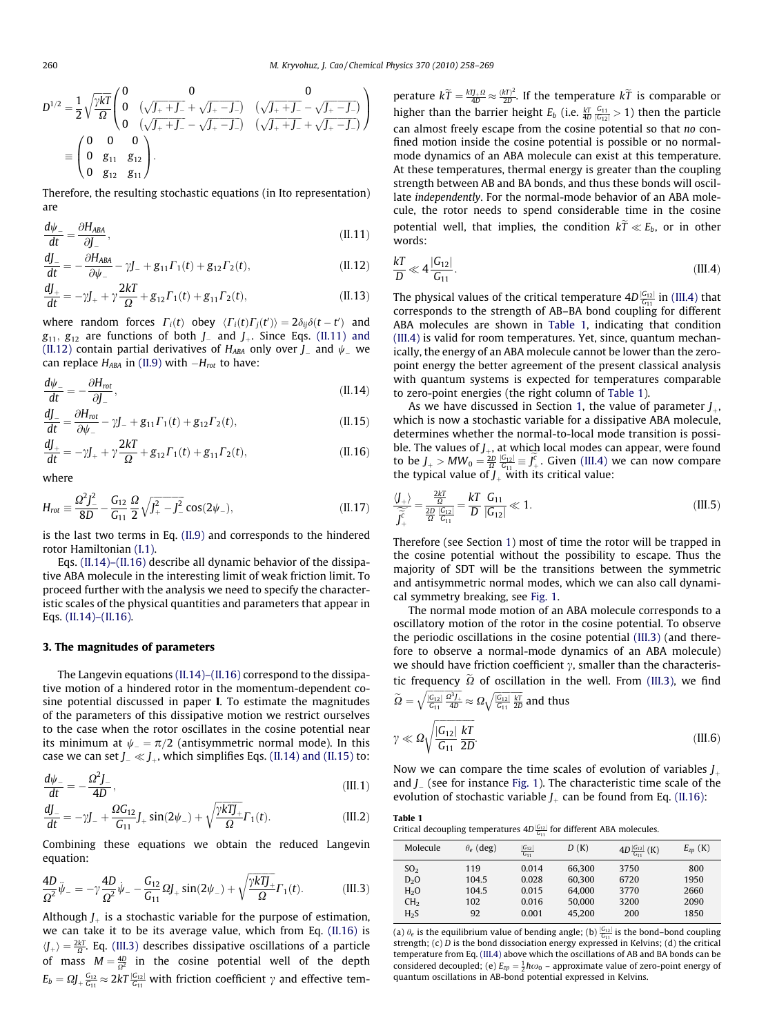$$D^{1/2} = \frac{1}{2}\sqrt{\frac{\gamma kT}{\Omega}}\begin{pmatrix} 0 & 0 & 0 \\ 0 & (\sqrt{J_+ + J_-} + \sqrt{J_+ - J_-}) & (\sqrt{J_+ + J_-} - \sqrt{J_+ - J_-}) \\ 0 & (\sqrt{J_+ + J_-} - \sqrt{J_+ - J_-}) & (\sqrt{J_+ + J_-} + \sqrt{J_+ - J_-}) \end{pmatrix}$$
$$\equiv \begin{pmatrix} 0 & 0 & 0 \\ 0 & g_{11} & g_{12} \\ 0 & g_{12} & g_{11} \end{pmatrix}.$$

Therefore, the resulting stochastic equations (in Ito representation) are

$$\frac{d\psi_-}{dt} = \frac{\partial H_{ABA}}{\partial J_-}, \tag{II.11}$$

$$\frac{dJ_-}{dt} = -\frac{\partial H_{ABA}}{\partial \psi_-} - \gamma J_- + g_{11}\Gamma_1(t) + g_{12}\Gamma_2(t), \tag{II.12}$$

$$\frac{dJ_+}{dt} = -\gamma J_+ + \gamma\frac{2kT}{\Omega} + g_{12}\Gamma_1(t) + g_{11}\Gamma_2(t), \tag{II.13}$$

where random forces $\Gamma_i(t)$ obey $\langle \Gamma_i(t)\Gamma_j(t')\rangle = 2\delta_{ij}\delta(t-t')$ and $g_{11}$, $g_{12}$ are functions of both $J_-$ and $J_+$. Since Eqs. (II.11) and (II.12) contain partial derivatives of $H_{ABA}$ only over $J_-$ and $\psi_-$ we can replace $H_{ABA}$ in (II.9) with $-H_{rot}$ to have:

$$\frac{d\psi_-}{dt} = -\frac{\partial H_{rot}}{\partial J_-}, \tag{II.14}$$

$$\frac{dJ_-}{dt} = \frac{\partial H_{rot}}{\partial \psi_-} - \gamma J_- + g_{11}\Gamma_1(t) + g_{12}\Gamma_2(t), \tag{II.15}$$

$$\frac{dJ_+}{dt} = -\gamma J_+ + \gamma\frac{2kT}{\Omega} + g_{12}\Gamma_1(t) + g_{11}\Gamma_2(t), \tag{II.16}$$

where

$$H_{rot} \equiv \frac{\Omega^2 J_-^2}{8D} - \frac{G_{12}}{G_{11}}\frac{\Omega}{2}\sqrt{J_+^2 - J_-^2}\cos(2\psi_-), \tag{II.17}$$

is the last two terms in Eq. (II.9) and corresponds to the hindered rotor Hamiltonian (I.1).

Eqs. (II.14)–(II.16) describe all dynamic behavior of the dissipative ABA molecule in the interesting limit of weak friction limit. To proceed further with the analysis we need to specify the characteristic scales of the physical quantities and parameters that appear in Eqs. (II.14)–(II.16).

## 3. The magnitudes of parameters

The Langevin equations (II.14)–(II.16) correspond to the dissipative motion of a hindered rotor in the momentum-dependent cosine potential discussed in paper **I**. To estimate the magnitudes of the parameters of this dissipative motion we restrict ourselves to the case when the rotor oscillates in the cosine potential near its minimum at $\psi_- = \pi/2$ (antisymmetric normal mode). In this case we can set $J_- \ll J_+$, which simplifies Eqs. (II.14) and (II.15) to:

$$\frac{d\psi_-}{dt} = -\frac{\Omega^2 J_-}{4D}, \tag{III.1}$$

$$\frac{dJ_-}{dt} = -\gamma J_- + \frac{\Omega G_{12}}{G_{11}}J_+\sin(2\psi_-) + \sqrt{\frac{\gamma kTJ_+}{\Omega}}\Gamma_1(t). \tag{III.2}$$

Combining these equations we obtain the reduced Langevin equation:

$$\frac{4D}{\Omega^2}\ddot{\psi}_- = -\gamma\frac{4D}{\Omega^2}\dot{\psi}_- - \frac{G_{12}}{G_{11}}\Omega J_+\sin(2\psi_-) + \sqrt{\frac{\gamma kTJ_+}{\Omega}}\Gamma_1(t). \tag{III.3}$$

Although $J_+$ is a stochastic variable for the purpose of estimation, we can take it to be its average value, which from Eq. (II.16) is $\langle J_+\rangle = \frac{2kT}{\Omega}$. Eq. (III.3) describes dissipative oscillations of a particle of mass $M = \frac{4D}{\Omega^2}$ in the cosine potential well of the depth $E_b = \Omega J_+\frac{G_{12}}{G_{11}} \approx 2kT\frac{|G_{12}|}{G_{11}}$ with friction coefficient $\gamma$ and effective temperature $k\widetilde{T} = \frac{kTJ_+\Omega}{4D} \approx \frac{(kT)^2}{2D}$. If the temperature $k\widetilde{T}$ is comparable or higher than the barrier height $E_b$ (i.e. $\frac{kT}{4D}\frac{G_{11}}{|G_{12}|} > 1$) then the particle can almost freely escape from the cosine potential so that *no* confined motion inside the cosine potential is possible or no normal-mode dynamics of an ABA molecule can exist at this temperature. At these temperatures, thermal energy is greater than the coupling strength between AB and BA bonds, and thus these bonds will oscillate *independently*. For the normal-mode behavior of an ABA molecule, the rotor needs to spend considerable time in the cosine potential well, that implies, the condition $k\widetilde{T} \ll E_b$, or in other words:

$$\frac{kT}{D} \ll 4\frac{|G_{12}|}{G_{11}}. \tag{III.4}$$

The physical values of the critical temperature $4D\frac{|G_{12}|}{G_{11}}$ in (III.4) that corresponds to the strength of AB–BA bond coupling for different ABA molecules are shown in Table 1, indicating that condition (III.4) is valid for room temperatures. Yet, since, quantum mechanically, the energy of an ABA molecule cannot be lower than the zero-point energy the better agreement of the present classical analysis with quantum systems is expected for temperatures comparable to zero-point energies (the right column of Table 1).

As we have discussed in Section 1, the value of parameter $J_+$, which is now a stochastic variable for a dissipative ABA molecule, determines whether the normal-to-local mode transition is possible. The values of $J_+$ at which local modes can appear, were found to be $J_+ > MW_0 = \frac{2D}{\Omega}\frac{|G_{12}|}{G_{11}} \equiv \widetilde{J}_+^c$. Given (III.4) we can now compare the typical value of $J_+$ with its critical value:

$$\frac{\langle J_+\rangle}{\widetilde{J}_+^c} = \frac{\frac{2kT}{\Omega}}{\frac{2D}{\Omega}\frac{|G_{12}|}{G_{11}}} = \frac{kT}{D}\frac{G_{11}}{|G_{12}|} \ll 1. \tag{III.5}$$

Therefore (see Section 1) most of time the rotor will be trapped in the cosine potential without the possibility to escape. Thus the majority of SDT will be the transitions between the symmetric and antisymmetric normal modes, which we can also call dynamical symmetry breaking, see Fig. 1.

The normal mode motion of an ABA molecule corresponds to a oscillatory motion of the rotor in the cosine potential. To observe the periodic oscillations in the cosine potential (III.3) (and therefore to observe a normal-mode dynamics of an ABA molecule) we should have friction coefficient $\gamma$, smaller than the characteristic frequency $\widetilde{\Omega}$ of oscillation in the well. From (III.3), we find $\widetilde{\Omega} = \sqrt{\frac{|G_{12}|}{G_{11}}\frac{\Omega^3 J_+}{4D}} \approx \Omega\sqrt{\frac{|G_{12}|}{G_{11}}\frac{kT}{2D}}$ and thus

$$\gamma \ll \Omega\sqrt{\frac{|G_{12}|}{G_{11}}\frac{kT}{2D}}. \tag{III.6}$$

Now we can compare the time scales of evolution of variables $J_+$ and $J_-$ (see for instance Fig. 1). The characteristic time scale of the evolution of stochastic variable $J_+$ can be found from Eq. (II.16):

**Table 1**
Critical decoupling temperatures $4D\frac{|G_{12}|}{G_{11}}$ for different ABA molecules.

| Molecule | $\theta_e$ (deg) | $\frac{\lvert G_{12}\rvert}{G_{11}}$ | $D$ (K) | $4D\frac{\lvert G_{12}\rvert}{G_{11}}$ (K) | $E_{zp}$ (K) |
|---|---|---|---|---|---|
| $SO_2$ | 119 | 0.014 | 66,300 | 3750 | 800 |
| $D_2O$ | 104.5 | 0.028 | 60,300 | 6720 | 1950 |
| $H_2O$ | 104.5 | 0.015 | 64,000 | 3770 | 2660 |
| $CH_2$ | 102 | 0.016 | 50,000 | 3200 | 2090 |
| $H_2S$ | 92 | 0.001 | 45,200 | 200 | 1850 |

(a) $\theta_e$ is the equilibrium value of bending angle; (b) $\frac{|G_{12}|}{G_{11}}$ is the bond–bond coupling strength; (c) $D$ is the bond dissociation energy expressed in Kelvins; (d) the critical temperature from Eq. (III.4) above which the oscillations of AB and BA bonds can be considered decoupled; (e) $E_{zp} = \frac{1}{2}\hbar\omega_0$ – approximate value of zero-point energy of quantum oscillations in AB-bond potential expressed in Kelvins.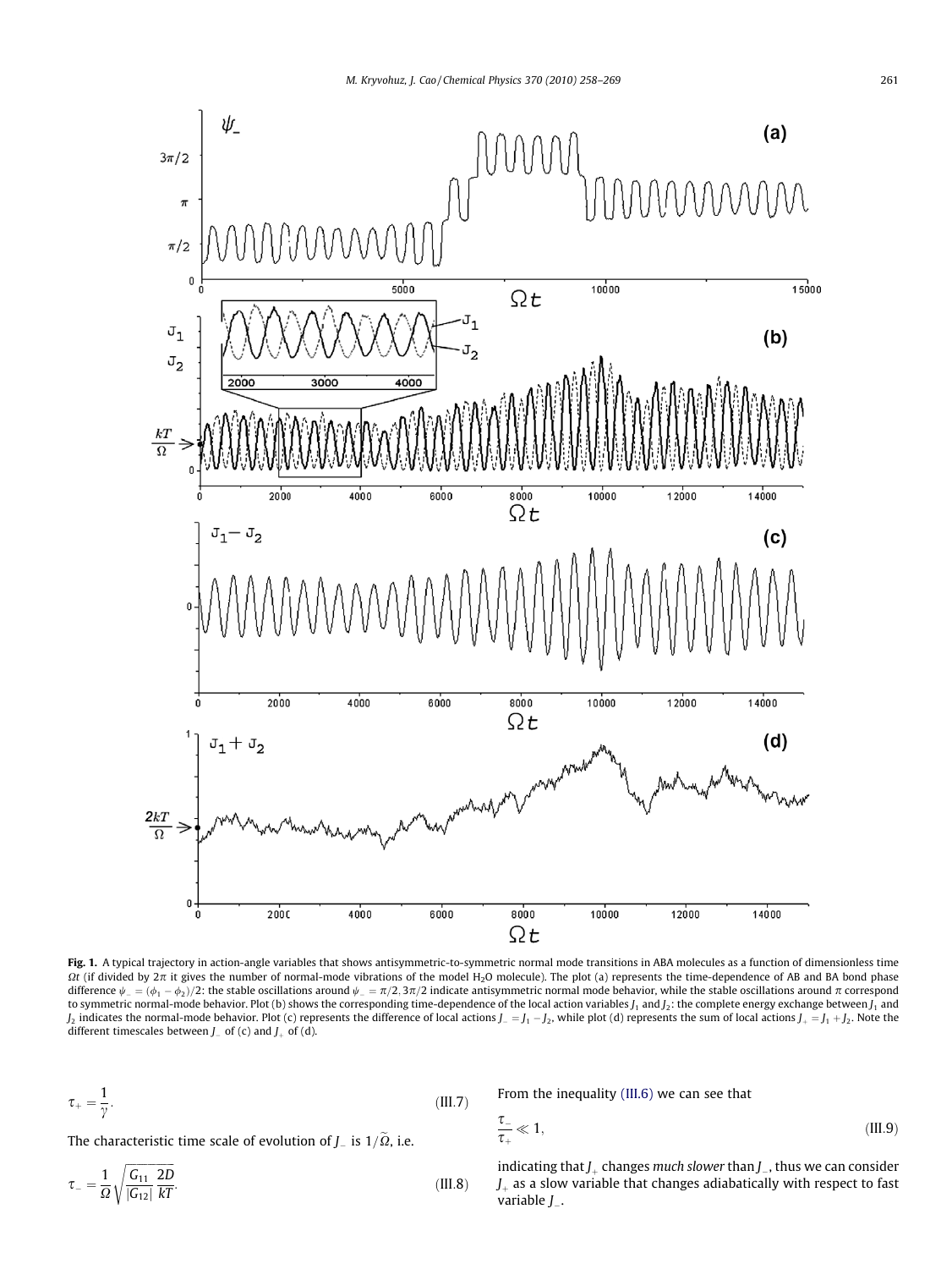**Fig. 1.** A typical trajectory in action-angle variables that shows antisymmetric-to-symmetric normal mode transitions in ABA molecules as a function of dimensionless time $\Omega t$ (if divided by $2\pi$ it gives the number of normal-mode vibrations of the model $H_2O$ molecule). The plot (a) represents the time-dependence of AB and BA bond phase difference $\psi_- = (\phi_1 - \phi_2)/2$: the stable oscillations around $\psi_- = \pi/2, 3\pi/2$ indicate antisymmetric normal mode behavior, while the stable oscillations around $\pi$ correspond to symmetric normal-mode behavior. Plot (b) shows the corresponding time-dependence of the local action variables $J_1$ and $J_2$: the complete energy exchange between $J_1$ and $J_2$ indicates the normal-mode behavior. Plot (c) represents the difference of local actions $J_- = J_1 - J_2$, while plot (d) represents the sum of local actions $J_+ = J_1 + J_2$. Note the different timescales between $J_-$ of (c) and $J_+$ of (d).

$$\tau_+ = \frac{1}{\gamma}. \tag{III.7}$$

The characteristic time scale of evolution of $J_-$ is $1/\widetilde{\Omega}$, i.e.

$$\tau_- = \frac{1}{\Omega}\sqrt{\frac{G_{11}}{|G_{12}|}\frac{2D}{kT}}. \tag{III.8}$$

From the inequality (III.6) we can see that

$$\frac{\tau_-}{\tau_+} \ll 1, \tag{III.9}$$

indicating that $J_+$ changes *much slower* than $J_-$, thus we can consider $J_+$ as a slow variable that changes adiabatically with respect to fast variable $J_-$.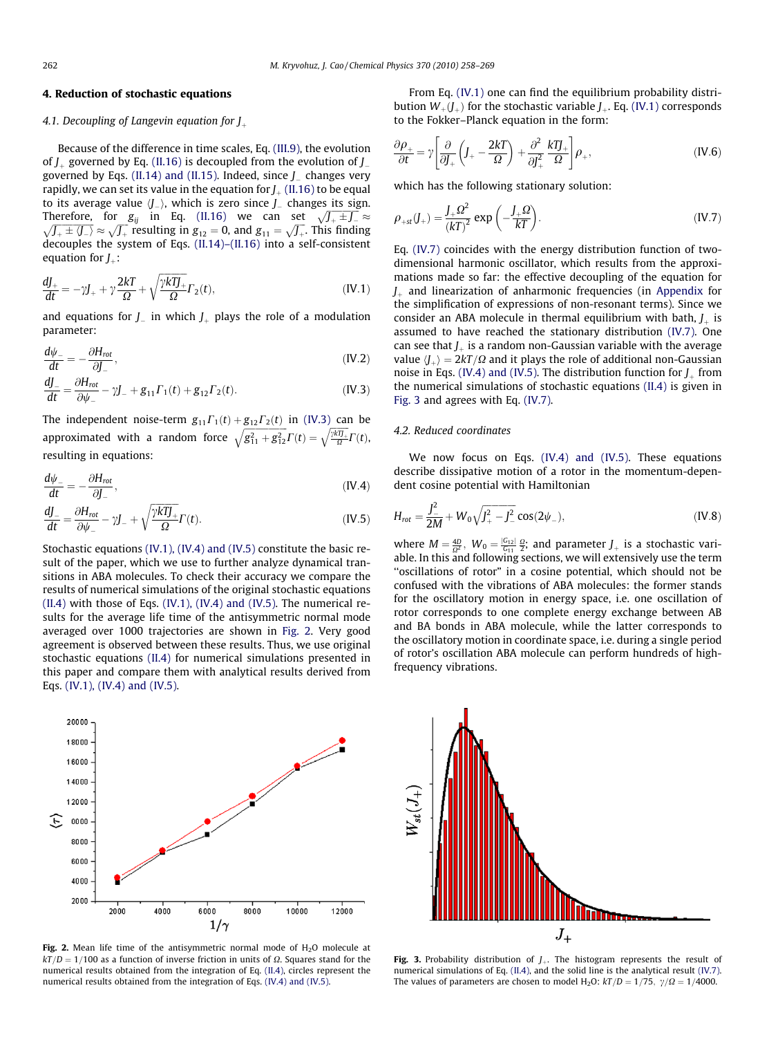## 4. Reduction of stochastic equations

### 4.1. Decoupling of Langevin equation for $J_+$

Because of the difference in time scales, Eq. (III.9), the evolution of $J_+$ governed by Eq. (II.16) is decoupled from the evolution of $J_-$ governed by Eqs. (II.14) and (II.15). Indeed, since $J_-$ changes very rapidly, we can set its value in the equation for $J_+$ (II.16) to be equal to its average value $\langle J_-\rangle$, which is zero since $J_-$ changes its sign. Therefore, for $g_{ij}$ in Eq. (II.16) we can set $\sqrt{J_+ \pm J_-} \approx \sqrt{J_+ \pm \langle J_-\rangle} \approx \sqrt{J_+}$ resulting in $g_{12} = 0$, and $g_{11} = \sqrt{J_+}$. This finding decouples the system of Eqs. (II.14)–(II.16) into a self-consistent equation for $J_+$:

$$\frac{dJ_+}{dt} = -\gamma J_+ + \gamma\frac{2kT}{\Omega} + \sqrt{\frac{\gamma kTJ_+}{\Omega}}\Gamma_2(t), \tag{IV.1}$$

and equations for $J_-$ in which $J_+$ plays the role of a modulation parameter:

$$\frac{d\psi_-}{dt} = -\frac{\partial H_{rot}}{\partial J_-}, \tag{IV.2}$$

$$\frac{dJ_-}{dt} = \frac{\partial H_{rot}}{\partial \psi_-} - \gamma J_- + g_{11}\Gamma_1(t) + g_{12}\Gamma_2(t). \tag{IV.3}$$

The independent noise-term $g_{11}\Gamma_1(t) + g_{12}\Gamma_2(t)$ in (IV.3) can be approximated with a random force $\sqrt{g_{11}^2 + g_{12}^2}\Gamma(t) = \sqrt{\frac{\gamma kTJ_+}{\Omega}}\Gamma(t)$, resulting in equations:

$$\frac{d\psi_-}{dt} = -\frac{\partial H_{rot}}{\partial J_-}, \tag{IV.4}$$

$$\frac{dJ_-}{dt} = \frac{\partial H_{rot}}{\partial \psi_-} - \gamma J_- + \sqrt{\frac{\gamma kTJ_+}{\Omega}}\Gamma(t). \tag{IV.5}$$

Stochastic equations (IV.1), (IV.4) and (IV.5) constitute the basic result of the paper, which we use to further analyze dynamical transitions in ABA molecules. To check their accuracy we compare the results of numerical simulations of the original stochastic equations (II.4) with those of Eqs. (IV.1), (IV.4) and (IV.5). The numerical results for the average life time of the antisymmetric normal mode averaged over 1000 trajectories are shown in Fig. 2. Very good agreement is observed between these results. Thus, we use original stochastic equations (II.4) for numerical simulations presented in this paper and compare them with analytical results derived from Eqs. (IV.1), (IV.4) and (IV.5).

From Eq. (IV.1) one can find the equilibrium probability distribution $W_+(J_+)$ for the stochastic variable $J_+$. Eq. (IV.1) corresponds to the Fokker–Planck equation in the form:

$$\frac{\partial \rho_+}{\partial t} = \gamma\left[\frac{\partial}{\partial J_+}\left(J_+ - \frac{2kT}{\Omega}\right) + \frac{\partial^2}{\partial J_+^2}\frac{kTJ_+}{\Omega}\right]\rho_+, \tag{IV.6}$$

which has the following stationary solution:

$$\rho_{+st}(J_+) = \frac{J_+\Omega^2}{(kT)^2}\exp\left(-\frac{J_+\Omega}{kT}\right). \tag{IV.7}$$

Eq. (IV.7) coincides with the energy distribution function of two-dimensional harmonic oscillator, which results from the approximations made so far: the effective decoupling of the equation for $J_+$ and linearization of anharmonic frequencies (in Appendix for the simplification of expressions of non-resonant terms). Since we consider an ABA molecule in thermal equilibrium with bath, $J_+$ is assumed to have reached the stationary distribution (IV.7). One can see that $J_+$ is a random non-Gaussian variable with the average value $\langle J_+\rangle = 2kT/\Omega$ and it plays the role of additional non-Gaussian noise in Eqs. (IV.4) and (IV.5). The distribution function for $J_+$ from the numerical simulations of stochastic equations (II.4) is given in Fig. 3 and agrees with Eq. (IV.7).

### 4.2. Reduced coordinates

We now focus on Eqs. (IV.4) and (IV.5). These equations describe dissipative motion of a rotor in the momentum-dependent cosine potential with Hamiltonian

$$H_{rot} = \frac{J_-^2}{2M} + W_0\sqrt{J_+^2 - J_-^2}\cos(2\psi_-), \tag{IV.8}$$

where $M = \frac{4D}{\Omega^2}$, $W_0 = \frac{|G_{12}|}{G_{11}}\frac{\Omega}{2}$; and parameter $J_+$ is a stochastic variable. In this and following sections, we will extensively use the term "oscillations of rotor" in a cosine potential, which should not be confused with the vibrations of ABA molecules: the former stands for the oscillatory motion in energy space, i.e. one oscillation of rotor corresponds to one complete energy exchange between AB and BA bonds in ABA molecule, while the latter corresponds to the oscillatory motion in coordinate space, i.e. during a single period of rotor's oscillation ABA molecule can perform hundreds of high-frequency vibrations.

**Fig. 2.** Mean life time of the antisymmetric normal mode of $H_2O$ molecule at $kT/D = 1/100$ as a function of inverse friction in units of $\Omega$. Squares stand for the numerical results obtained from the integration of Eq. (II.4), circles represent the numerical results obtained from the integration of Eqs. (IV.4) and (IV.5).

**Fig. 3.** Probability distribution of $J_+$. The histogram represents the result of numerical simulations of Eq. (II.4), and the solid line is the analytical result (IV.7). The values of parameters are chosen to model $H_2O$: $kT/D = 1/75$, $\gamma/\Omega = 1/4000$.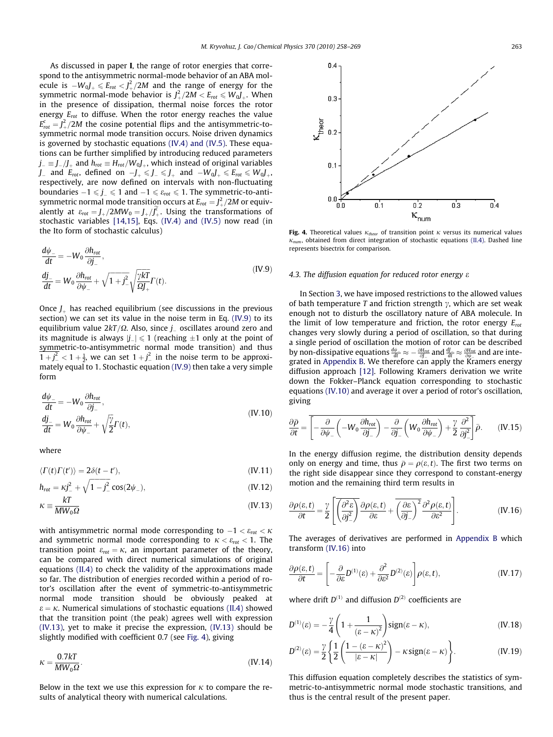As discussed in paper **I**, the range of rotor energies that correspond to the antisymmetric normal-mode behavior of an ABA molecule is $-W_0 J_+ \leqslant E_{rot} < J_+^2/2M$ and the range of energy for the symmetric normal-mode behavior is $J_+^2/2M < E_{rot} \leqslant W_0 J_+$. When in the presence of dissipation, thermal noise forces the rotor energy $E_{rot}$ to diffuse. When the rotor energy reaches the value $E^c_{rot} = J_+^2/2M$ the cosine potential flips and the antisymmetric-to-symmetric normal mode transition occurs. Noise driven dynamics is governed by stochastic equations (IV.4) and (IV.5). These equations can be further simplified by introducing reduced parameters $j_- \equiv J_-/J_+$ and $h_{rot} \equiv H_{rot}/W_0 J_+$, which instead of original variables $J_-$ and $E_{rot}$, defined on $-J_+ \leqslant J_- \leqslant J_+$ and $-W_0 J_+ \leqslant E_{rot} \leqslant W_0 J_+$, respectively, are now defined on intervals with non-fluctuating boundaries $-1 \leqslant j_- \leqslant 1$ and $-1 \leqslant \varepsilon_{rot} \leqslant 1$. The symmetric-to-antisymmetric normal mode transition occurs at $E_{rot} = J_+^2/2M$ or equivalently at $\varepsilon_{rot} = J_+/2MW_0 = J_+/\widetilde{J}_+^c$. Using the transformations of stochastic variables [14,15], Eqs. (IV.4) and (IV.5) now read (in the Ito form of stochastic calculus)

$$
\begin{aligned}
\frac{d\psi_-}{dt} &= -W_0 \frac{\partial h_{rot}}{\partial j_-}, \\
\frac{dj_-}{dt} &= W_0 \frac{\partial h_{rot}}{\partial \psi_-} + \sqrt{1+j_-^2}\sqrt{\frac{\gamma kT}{\Omega J_+}}\Gamma(t).
\end{aligned}
\tag{IV.9}
$$

Once $J_+$ has reached equilibrium (see discussions in the previous section) we can set its value in the noise term in Eq. (IV.9) to its equilibrium value $2kT/\Omega$. Also, since $j_-$ oscillates around zero and its magnitude is always $|j_-| \leqslant 1$ (reaching $\pm 1$ only at the point of symmetric-to-antisymmetric normal mode transition) and thus $\overline{1+j_-^2} < 1 + \frac{1}{2}$, we can set $1 + j_-^2$ in the noise term to be approximately equal to 1. Stochastic equation (IV.9) then take a very simple form

$$
\begin{aligned}
\frac{d\psi_-}{dt} &= -W_0 \frac{\partial h_{rot}}{\partial j_-}, \\
\frac{dj_-}{dt} &= W_0 \frac{\partial h_{rot}}{\partial \psi_-} + \sqrt{\frac{\gamma}{2}}\Gamma(t),
\end{aligned}
\tag{IV.10}
$$

where

$$
\langle \Gamma(t)\Gamma(t')\rangle = 2\delta(t-t'), \tag{IV.11}
$$

$$
h_{rot} = \kappa j_-^2 + \sqrt{1-j_-^2}\cos(2\psi_-), \tag{IV.12}
$$

$$
\kappa \equiv \frac{kT}{MW_0\Omega} \tag{IV.13}
$$

with antisymmetric normal mode corresponding to $-1 < \varepsilon_{rot} < \kappa$ and symmetric normal mode corresponding to $\kappa < \varepsilon_{rot} < 1$. The transition point $\varepsilon_{rot} = \kappa$, an important parameter of the theory, can be compared with direct numerical simulations of original equations (II.4) to check the validity of the approximations made so far. The distribution of energies recorded within a period of rotor's oscillation after the event of symmetric-to-antisymmetric normal mode transition should be obviously peaked at $\varepsilon = \kappa$. Numerical simulations of stochastic equations (II.4) showed that the transition point (the peak) agrees well with expression (IV.13), yet to make it precise the expression, (IV.13) should be slightly modified with coefficient 0.7 (see Fig. 4), giving

$$
\kappa = \frac{0.7kT}{MW_0\Omega}. \tag{IV.14}
$$

Below in the text we use this expression for $\kappa$ to compare the results of analytical theory with numerical calculations.

**Fig. 4.** Theoretical values $\kappa_{theor}$ of transition point $\kappa$ versus its numerical values $\kappa_{num}$, obtained from direct integration of stochastic equations (II.4). Dashed line represents bisectrix for comparison.

### 4.3. The diffusion equation for reduced rotor energy $\varepsilon$

In Section 3, we have imposed restrictions to the allowed values of bath temperature $T$ and friction strength $\gamma$, which are set weak enough not to disturb the oscillatory nature of ABA molecule. In the limit of low temperature and friction, the rotor energy $E_{rot}$ changes very slowly during a period of oscillation, so that during a single period of oscillation the motion of rotor can be described by non-dissipative equations $\frac{d\psi}{dt} \approx -\frac{\partial H_{rot}}{\partial J_-}$ and $\frac{dJ}{dt} \approx \frac{\partial H_{rot}}{\partial \psi_-}$ and are integrated in Appendix B. We therefore can apply the Kramers energy diffusion approach [12]. Following Kramers derivation we write down the Fokker–Planck equation corresponding to stochastic equations (IV.10) and average it over a period of rotor's oscillation, giving

$$
\frac{\partial \bar{\rho}}{\partial t} = \overline{\left[-\frac{\partial}{\partial \psi_-}\left(-W_0 \frac{\partial h_{rot}}{\partial j_-}\right) - \frac{\partial}{\partial j_-}\left(W_0 \frac{\partial h_{rot}}{\partial \psi_-}\right) + \frac{\gamma}{2}\frac{\partial^2}{\partial j_-^2}\right]}\bar{\rho}. \tag{IV.15}
$$

In the energy diffusion regime, the distribution density depends only on energy and time, thus $\bar{\rho} = \rho(\varepsilon, t)$. The first two terms on the right side disappear since they correspond to constant-energy motion and the remaining third term results in

$$
\frac{\partial \rho(\varepsilon,t)}{\partial t} = \frac{\gamma}{2}\left[\overline{\left(\frac{\partial^2 \varepsilon}{\partial j_-^2}\right)}\frac{\partial \rho(\varepsilon,t)}{\partial \varepsilon} + \overline{\left(\frac{\partial \varepsilon}{\partial j_-}\right)^2}\frac{\partial^2 \rho(\varepsilon,t)}{\partial \varepsilon^2}\right]. \tag{IV.16}
$$

The averages of derivatives are performed in Appendix B which transform (IV.16) into

$$
\frac{\partial \rho(\varepsilon,t)}{\partial t} = \left[-\frac{\partial}{\partial \varepsilon}D^{(1)}(\varepsilon) + \frac{\partial^2}{\partial \varepsilon^2}D^{(2)}(\varepsilon)\right]\rho(\varepsilon,t), \tag{IV.17}
$$

where drift $D^{(1)}$ and diffusion $D^{(2)}$ coefficients are

$$
D^{(1)}(\varepsilon) = -\frac{\gamma}{4}\left(1 + \frac{1}{(\varepsilon-\kappa)^2}\right)\mathrm{sign}(\varepsilon-\kappa), \tag{IV.18}
$$

$$
D^{(2)}(\varepsilon) = \frac{\gamma}{2}\left\{\frac{1}{2}\left(\frac{1-(\varepsilon-\kappa)^2}{|\varepsilon-\kappa|}\right) - \kappa\,\mathrm{sign}(\varepsilon-\kappa)\right\}. \tag{IV.19}
$$

This diffusion equation completely describes the statistics of symmetric-to-antisymmetric normal mode stochastic transitions, and thus is the central result of the present paper.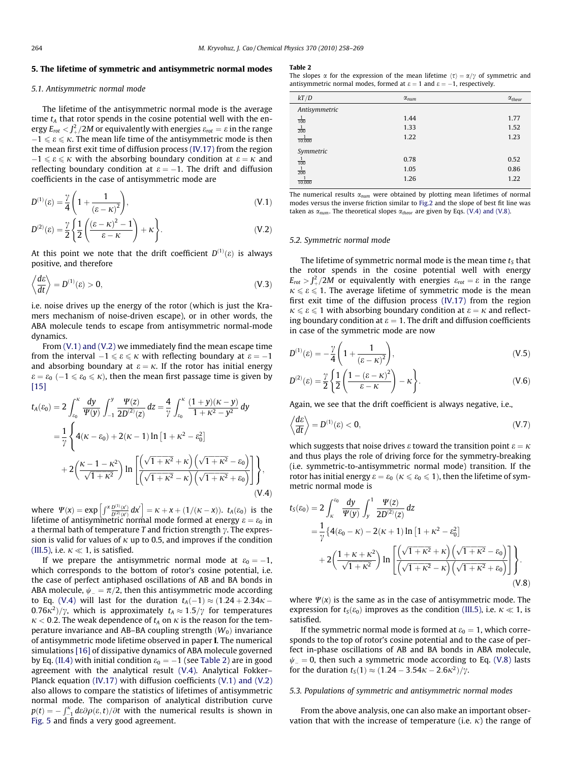## 5. The lifetime of symmetric and antisymmetric normal modes

### 5.1. Antisymmetric normal mode

The lifetime of the antisymmetric normal mode is the average time $t_A$ that rotor spends in the cosine potential well with the energy $E_{rot} < J_+^2/2M$ or equivalently with energies $\varepsilon_{rot} = \varepsilon$ in the range $-1 \leqslant \varepsilon \leqslant \kappa$. The mean life time of the antisymmetric mode is then the mean first exit time of diffusion process (IV.17) from the region $-1 \leqslant \varepsilon \leqslant \kappa$ with the absorbing boundary condition at $\varepsilon = \kappa$ and reflecting boundary condition at $\varepsilon = -1$. The drift and diffusion coefficients in the case of antisymmetric mode are

$$D^{(1)}(\varepsilon) = \frac{\gamma}{4}\left(1 + \frac{1}{(\varepsilon-\kappa)^2}\right), \tag{V.1}$$

$$D^{(2)}(\varepsilon) = \frac{\gamma}{2}\left\{\frac{1}{2}\left(\frac{(\varepsilon-\kappa)^2 - 1}{\varepsilon-\kappa}\right) + \kappa\right\}. \tag{V.2}$$

At this point we note that the drift coefficient $D^{(1)}(\varepsilon)$ is always positive, and therefore

$$\left\langle\frac{d\varepsilon}{dt}\right\rangle = D^{(1)}(\varepsilon) > 0, \tag{V.3}$$

i.e. noise drives up the energy of the rotor (which is just the Kramers mechanism of noise-driven escape), or in other words, the ABA molecule tends to escape from antisymmetric normal-mode dynamics.

From (V.1) and (V.2) we immediately find the mean escape time from the interval $-1 \leqslant \varepsilon \leqslant \kappa$ with reflecting boundary at $\varepsilon = -1$ and absorbing boundary at $\varepsilon = \kappa$. If the rotor has initial energy $\varepsilon = \varepsilon_0$ $(-1 \leqslant \varepsilon_0 \leqslant \kappa)$, then the mean first passage time is given by [15]

$$\begin{aligned} t_A(\varepsilon_0) &= 2\int_{\varepsilon_0}^{\kappa}\frac{dy}{\Psi(y)}\int_{-1}^{y}\frac{\Psi(z)}{2D^{(2)}(z)}\,dz = \frac{4}{\gamma}\int_{\varepsilon_0}^{\kappa}\frac{(1+y)(\kappa-y)}{1+\kappa^2-y^2}\,dy \\ &= \frac{1}{\gamma}\Bigg\{4(\kappa-\varepsilon_0) + 2(\kappa-1)\ln\left[1+\kappa^2-\varepsilon_0^2\right] \\ &\quad + 2\left(\frac{\kappa-1-\kappa^2}{\sqrt{1+\kappa^2}}\right)\ln\left[\frac{\left(\sqrt{1+\kappa^2}+\kappa\right)\left(\sqrt{1+\kappa^2}-\varepsilon_0\right)}{\left(\sqrt{1+\kappa^2}-\kappa\right)\left(\sqrt{1+\kappa^2}+\varepsilon_0\right)}\right]\Bigg\}, \end{aligned} \tag{V.4}$$

where $\Psi(x) = \exp\left[\int^x \frac{D^{(1)}(x')}{D^{(2)}(x')}\,dx'\right] = \kappa + x + (1/(\kappa - x))$. $t_A(\varepsilon_0)$ is the lifetime of antisymmetric normal mode formed at energy $\varepsilon = \varepsilon_0$ in a thermal bath of temperature $T$ and friction strength $\gamma$. The expression is valid for values of $\kappa$ up to 0.5, and improves if the condition (III.5), i.e. $\kappa \ll 1$, is satisfied.

If we prepare the antisymmetric normal mode at $\varepsilon_0 = -1$, which corresponds to the bottom of rotor's cosine potential, i.e. the case of perfect antiphased oscillations of AB and BA bonds in ABA molecule, $\psi_- = \pi/2$, then this antisymmetric mode according to Eq. (V.4) will last for the duration $t_A(-1) \approx (1.24 + 2.34\kappa - 0.76\kappa^2)/\gamma$, which is approximately $t_A \approx 1.5/\gamma$ for temperatures $\kappa < 0.2$. The weak dependence of $t_A$ on $\kappa$ is the reason for the temperature invariance and AB–BA coupling strength $(W_0)$ invariance of antisymmetric mode lifetime observed in paper **I**. The numerical simulations [16] of dissipative dynamics of ABA molecule governed by Eq. (II.4) with initial condition $\varepsilon_0 = -1$ (see Table 2) are in good agreement with the analytical result (V.4). Analytical Fokker–Planck equation (IV.17) with diffusion coefficients (V.1) and (V.2) also allows to compare the statistics of lifetimes of antisymmetric normal mode. The comparison of analytical distribution curve $p(t) = -\int_{-1}^{\kappa} d\varepsilon\,\partial\rho(\varepsilon,t)/\partial t$ with the numerical results is shown in Fig. 5 and finds a very good agreement.

**Table 2**

The slopes $\alpha$ for the expression of the mean lifetime $\langle\tau\rangle = \alpha/\gamma$ of symmetric and antisymmetric normal modes, formed at $\varepsilon = 1$ and $\varepsilon = -1$, respectively.

| $kT/D$ | $\alpha_{num}$ | $\alpha_{theor}$ |
|---|---|---|
| *Antisymmetric* | | |
| $\frac{1}{100}$ | 1.44 | 1.77 |
| $\frac{1}{200}$ | 1.33 | 1.52 |
| $\frac{1}{10{,}000}$ | 1.22 | 1.23 |
| *Symmetric* | | |
| $\frac{1}{100}$ | 0.78 | 0.52 |
| $\frac{1}{200}$ | 1.05 | 0.86 |
| $\frac{1}{10{,}000}$ | 1.26 | 1.22 |

The numerical results $\alpha_{num}$ were obtained by plotting mean lifetimes of normal modes versus the inverse friction similar to Fig.2 and the slope of best fit line was taken as $\alpha_{num}$. The theoretical slopes $\alpha_{theor}$ are given by Eqs. (V.4) and (V.8).

### 5.2. Symmetric normal mode

The lifetime of symmetric normal mode is the mean time $t_S$ that the rotor spends in the cosine potential well with energy $E_{rot} > J_+^2/2M$ or equivalently with energies $\varepsilon_{rot} = \varepsilon$ in the range $\kappa \leqslant \varepsilon \leqslant 1$. The average lifetime of symmetric mode is the mean first exit time of the diffusion process (IV.17) from the region $\kappa \leqslant \varepsilon \leqslant 1$ with absorbing boundary condition at $\varepsilon = \kappa$ and reflecting boundary condition at $\varepsilon = 1$. The drift and diffusion coefficients in case of the symmetric mode are now

$$D^{(1)}(\varepsilon) = -\frac{\gamma}{4}\left(1 + \frac{1}{(\varepsilon-\kappa)^2}\right), \tag{V.5}$$

$$D^{(2)}(\varepsilon) = \frac{\gamma}{2}\left\{\frac{1}{2}\left(\frac{1-(\varepsilon-\kappa)^2}{\varepsilon-\kappa}\right) - \kappa\right\}. \tag{V.6}$$

Again, we see that the drift coefficient is always negative, i.e.,

$$\left\langle\frac{d\varepsilon}{dt}\right\rangle = D^{(1)}(\varepsilon) < 0, \tag{V.7}$$

which suggests that noise drives $\varepsilon$ toward the transition point $\varepsilon = \kappa$ and thus plays the role of driving force for the symmetry-breaking (i.e. symmetric-to-antisymmetric normal mode) transition. If the rotor has initial energy $\varepsilon = \varepsilon_0$ $(\kappa \leqslant \varepsilon_0 \leqslant 1)$, then the lifetime of symmetric normal mode is

$$\begin{aligned} t_S(\varepsilon_0) &= 2\int_{\kappa}^{\varepsilon_0}\frac{dy}{\Psi(y)}\int_{y}^{1}\frac{\Psi(z)}{2D^{(2)}(z)}\,dz \\ &= \frac{1}{\gamma}\Bigg\{4(\varepsilon_0-\kappa) - 2(\kappa+1)\ln\left[1+\kappa^2-\varepsilon_0^2\right] \\ &\quad + 2\left(\frac{1+\kappa+\kappa^2}{\sqrt{1+\kappa^2}}\right)\ln\left[\frac{\left(\sqrt{1+\kappa^2}+\kappa\right)\left(\sqrt{1+\kappa^2}-\varepsilon_0\right)}{\left(\sqrt{1+\kappa^2}-\kappa\right)\left(\sqrt{1+\kappa^2}+\varepsilon_0\right)}\right]\Bigg\}. \end{aligned} \tag{V.8}$$

where $\Psi(x)$ is the same as in the case of antisymmetric mode. The expression for $t_S(\varepsilon_0)$ improves as the condition (III.5), i.e. $\kappa \ll 1$, is satisfied.

If the symmetric normal mode is formed at $\varepsilon_0 = 1$, which corresponds to the top of rotor's cosine potential and to the case of perfect in-phase oscillations of AB and BA bonds in ABA molecule, $\psi_- = 0$, then such a symmetric mode according to Eq. (V.8) lasts for the duration $t_S(1) \approx (1.24 - 3.54\kappa - 2.6\kappa^2)/\gamma$.

### 5.3. Populations of symmetric and antisymmetric normal modes

From the above analysis, one can also make an important observation that with the increase of temperature (i.e. $\kappa$) the range of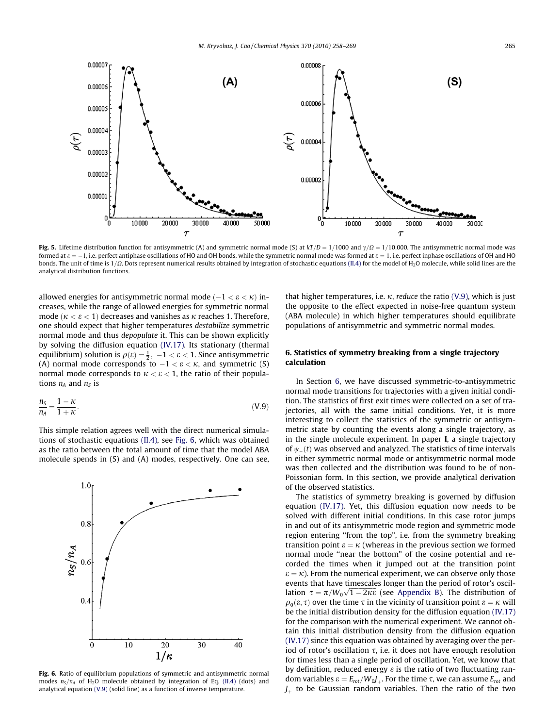**Fig. 5.** Lifetime distribution function for antisymmetric normal mode (A) and symmetric normal mode (S) at $kT/D = 1/1000$ and $\gamma/\Omega = 1/10{,}000$. The antisymmetric normal mode was formed at $\varepsilon = -1$, i.e. perfect antiphase oscillations of HO and OH bonds, while the symmetric normal mode was formed at $\varepsilon = 1$, i.e. perfect inphase oscillations of OH and HO bonds. The unit of time is $1/\Omega$. Dots represent numerical results obtained by integration of stochastic equations (II.4) for the model of $H_2O$ molecule, while solid lines are the analytical distribution functions.

allowed energies for antisymmetric normal mode ($-1 < \varepsilon < \kappa$) increases, while the range of allowed energies for symmetric normal mode ($\kappa < \varepsilon < 1$) decreases and vanishes as $\kappa$ reaches 1. Therefore, one should expect that higher temperatures *destabilize* symmetric normal mode and thus *depopulate* it. This can be shown explicitly by solving the diffusion equation (IV.17). Its stationary (thermal equilibrium) solution is $\rho(\varepsilon) = \frac{1}{2}, \ -1 < \varepsilon < 1$. Since antisymmetric (A) normal mode corresponds to $-1 < \varepsilon < \kappa$, and symmetric (S) normal mode corresponds to $\kappa < \varepsilon < 1$, the ratio of their populations $n_A$ and $n_S$ is

$$\frac{n_S}{n_A} = \frac{1-\kappa}{1+\kappa}. \tag{V.9}$$

This simple relation agrees well with the direct numerical simulations of stochastic equations (II.4), see Fig. 6, which was obtained as the ratio between the total amount of time that the model ABA molecule spends in (S) and (A) modes, respectively. One can see, that higher temperatures, i.e. $\kappa$, *reduce* the ratio (V.9), which is just the opposite to the effect expected in noise-free quantum system (ABA molecule) in which higher temperatures should equilibrate populations of antisymmetric and symmetric normal modes.

**Fig. 6.** Ratio of equilibrium populations of symmetric and antisymmetric normal modes $n_S/n_A$ of $H_2O$ molecule obtained by integration of Eq. (II.4) (dots) and analytical equation (V.9) (solid line) as a function of inverse temperature.

## 6. Statistics of symmetry breaking from a single trajectory calculation

In Section 6, we have discussed symmetric-to-antisymmetric normal mode transitions for trajectories with a given initial condition. The statistics of first exit times were collected on a set of trajectories, all with the same initial conditions. Yet, it is more interesting to collect the statistics of the symmetric or antisymmetric state by counting the events along a single trajectory, as in the single molecule experiment. In paper **I**, a single trajectory of $\psi_-(t)$ was observed and analyzed. The statistics of time intervals in either symmetric normal mode or antisymmetric normal mode was then collected and the distribution was found to be of non-Poissonian form. In this section, we provide analytical derivation of the observed statistics.

The statistics of symmetry breaking is governed by diffusion equation (IV.17). Yet, this diffusion equation now needs to be solved with different initial conditions. In this case rotor jumps in and out of its antisymmetric mode region and symmetric mode region entering "from the top", i.e. from the symmetry breaking transition point $\varepsilon = \kappa$ (whereas in the previous section we formed normal mode "near the bottom" of the cosine potential and recorded the times when it jumped out at the transition point $\varepsilon = \kappa$). From the numerical experiment, we can observe only those events that have timescales longer than the period of rotor's oscillation $\tau = \pi/W_0\sqrt{1-2\kappa\varepsilon}$ (see Appendix B). The distribution of $\rho_0(\varepsilon, \tau)$ over the time $\tau$ in the vicinity of transition point $\varepsilon = \kappa$ will be the initial distribution density for the diffusion equation (IV.17) for the comparison with the numerical experiment. We cannot obtain this initial distribution density from the diffusion equation (IV.17) since this equation was obtained by averaging over the period of rotor's oscillation $\tau$, i.e. it does not have enough resolution for times less than a single period of oscillation. Yet, we know that by definition, reduced energy $\varepsilon$ is the ratio of two fluctuating random variables $\varepsilon = E_{rot}/W_0 J_+$. For the time $\tau$, we can assume $E_{rot}$ and $J_+$ to be Gaussian random variables. Then the ratio of the two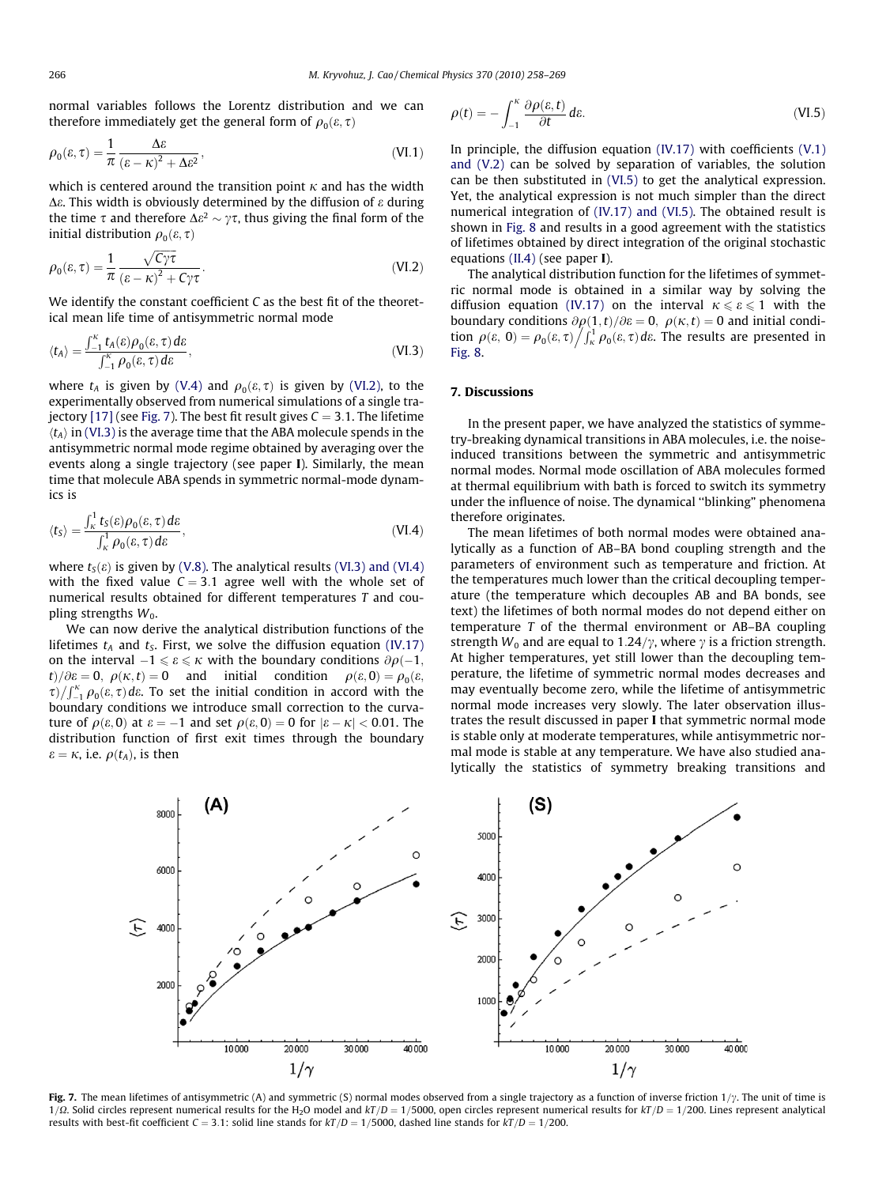normal variables follows the Lorentz distribution and we can therefore immediately get the general form of $\rho_0(\varepsilon, \tau)$

$$\rho_0(\varepsilon,\tau) = \frac{1}{\pi}\frac{\Delta\varepsilon}{(\varepsilon-\kappa)^2 + \Delta\varepsilon^2}, \tag{VI.1}$$

which is centered around the transition point $\kappa$ and has the width $\Delta\varepsilon$. This width is obviously determined by the diffusion of $\varepsilon$ during the time $\tau$ and therefore $\Delta\varepsilon^2 \sim \gamma\tau$, thus giving the final form of the initial distribution $\rho_0(\varepsilon, \tau)$

$$\rho_0(\varepsilon,\tau) = \frac{1}{\pi}\frac{\sqrt{C\gamma\tau}}{(\varepsilon-\kappa)^2 + C\gamma\tau}. \tag{VI.2}$$

We identify the constant coefficient $C$ as the best fit of the theoretical mean life time of antisymmetric normal mode

$$\langle t_A\rangle = \frac{\int_{-1}^{\kappa} t_A(\varepsilon)\rho_0(\varepsilon,\tau)\,d\varepsilon}{\int_{-1}^{\kappa}\rho_0(\varepsilon,\tau)\,d\varepsilon}, \tag{VI.3}$$

where $t_A$ is given by (V.4) and $\rho_0(\varepsilon, \tau)$ is given by (VI.2), to the experimentally observed from numerical simulations of a single trajectory [17] (see Fig. 7). The best fit result gives $C = 3.1$. The lifetime $\langle t_A\rangle$ in (VI.3) is the average time that the ABA molecule spends in the antisymmetric normal mode regime obtained by averaging over the events along a single trajectory (see paper **I**). Similarly, the mean time that molecule ABA spends in symmetric normal-mode dynamics is

$$\langle t_S\rangle = \frac{\int_{\kappa}^{1} t_S(\varepsilon)\rho_0(\varepsilon,\tau)\,d\varepsilon}{\int_{\kappa}^{1}\rho_0(\varepsilon,\tau)\,d\varepsilon}, \tag{VI.4}$$

where $t_S(\varepsilon)$ is given by (V.8). The analytical results (VI.3) and (VI.4) with the fixed value $C = 3.1$ agree well with the whole set of numerical results obtained for different temperatures $T$ and coupling strengths $W_0$.

We can now derive the analytical distribution functions of the lifetimes $t_A$ and $t_S$. First, we solve the diffusion equation (IV.17) on the interval $-1 \leqslant \varepsilon \leqslant \kappa$ with the boundary conditions $\partial\rho(-1, t)/\partial\varepsilon = 0$, $\rho(\kappa, t) = 0$ and initial condition $\rho(\varepsilon, 0) = \rho_0(\varepsilon, \tau)/\int_{-1}^{\kappa}\rho_0(\varepsilon,\tau)\,d\varepsilon$. To set the initial condition in accord with the boundary conditions we introduce small correction to the curvature of $\rho(\varepsilon, 0)$ at $\varepsilon = -1$ and set $\rho(\varepsilon, 0) = 0$ for $|\varepsilon - \kappa| < 0.01$. The distribution function of first exit times through the boundary $\varepsilon = \kappa$, i.e. $\rho(t_A)$, is then

$$\rho(t) = -\int_{-1}^{\kappa}\frac{\partial\rho(\varepsilon,t)}{\partial t}\,d\varepsilon. \tag{VI.5}$$

In principle, the diffusion equation (IV.17) with coefficients (V.1) and (V.2) can be solved by separation of variables, the solution can be then substituted in (VI.5) to get the analytical expression. Yet, the analytical expression is not much simpler than the direct numerical integration of (IV.17) and (VI.5). The obtained result is shown in Fig. 8 and results in a good agreement with the statistics of lifetimes obtained by direct integration of the original stochastic equations (II.4) (see paper **I**).

The analytical distribution function for the lifetimes of symmetric normal mode is obtained in a similar way by solving the diffusion equation (IV.17) on the interval $\kappa \leqslant \varepsilon \leqslant 1$ with the boundary conditions $\partial\rho(1, t)/\partial\varepsilon = 0$, $\rho(\kappa, t) = 0$ and initial condition $\rho(\varepsilon, 0) = \rho_0(\varepsilon, \tau)\Big/\int_{\kappa}^{1}\rho_0(\varepsilon,\tau)\,d\varepsilon$. The results are presented in Fig. 8.

## 7. Discussions

In the present paper, we have analyzed the statistics of symmetry-breaking dynamical transitions in ABA molecules, i.e. the noise-induced transitions between the symmetric and antisymmetric normal modes. Normal mode oscillation of ABA molecules formed at thermal equilibrium with bath is forced to switch its symmetry under the influence of noise. The dynamical "blinking" phenomena therefore originates.

The mean lifetimes of both normal modes were obtained analytically as a function of AB–BA bond coupling strength and the parameters of environment such as temperature and friction. At the temperatures much lower than the critical decoupling temperature (the temperature which decouples AB and BA bonds, see text) the lifetimes of both normal modes do not depend either on temperature $T$ of the thermal environment or AB–BA coupling strength $W_0$ and are equal to $1.24/\gamma$, where $\gamma$ is a friction strength. At higher temperatures, yet still lower than the decoupling temperature, the lifetime of symmetric normal modes decreases and may eventually become zero, while the lifetime of antisymmetric normal mode increases very slowly. The later observation illustrates the result discussed in paper **I** that symmetric normal mode is stable only at moderate temperatures, while antisymmetric normal mode is stable at any temperature. We have also studied analytically the statistics of symmetry breaking transitions and

**Fig. 7.** The mean lifetimes of antisymmetric (A) and symmetric (S) normal modes observed from a single trajectory as a function of inverse friction $1/\gamma$. The unit of time is $1/\Omega$. Solid circles represent numerical results for the $H_2O$ model and $kT/D = 1/5000$, open circles represent numerical results for $kT/D = 1/200$. Lines represent analytical results with best-fit coefficient $C = 3.1$: solid line stands for $kT/D = 1/5000$, dashed line stands for $kT/D = 1/200$.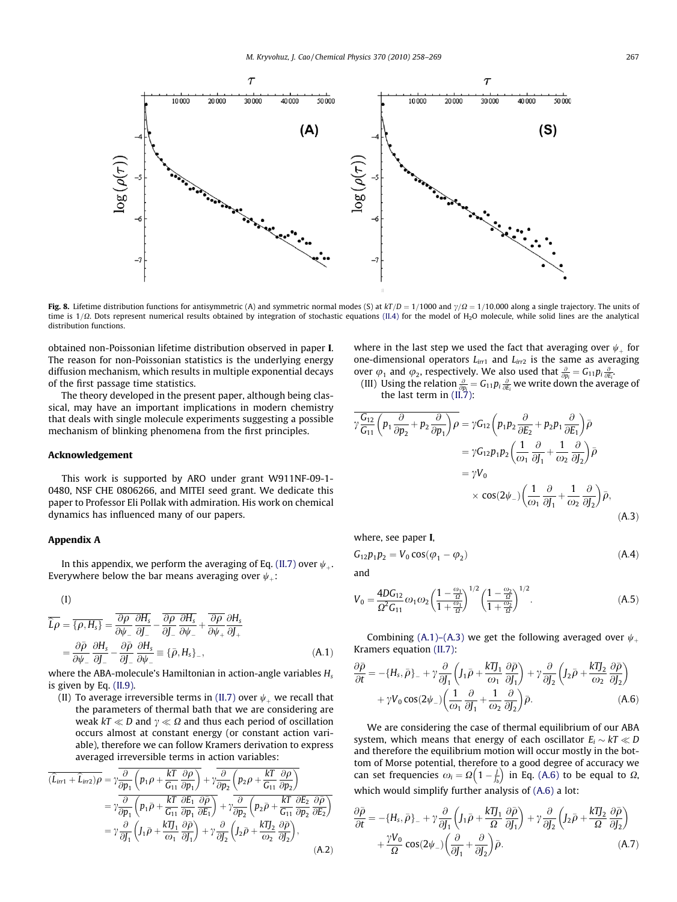**Fig. 8.** Lifetime distribution functions for antisymmetric (A) and symmetric normal modes (S) at $kT/D = 1/1000$ and $\gamma/\Omega = 1/10{,}000$ along a single trajectory. The units of time is $1/\Omega$. Dots represent numerical results obtained by integration of stochastic equations (II.4) for the model of $H_2O$ molecule, while solid lines are the analytical distribution functions.

obtained non-Poissonian lifetime distribution observed in paper **I**. The reason for non-Poissonian statistics is the underlying energy diffusion mechanism, which results in multiple exponential decays of the first passage time statistics.

The theory developed in the present paper, although being classical, may have an important implications in modern chemistry that deals with single molecule experiments suggesting a possible mechanism of blinking phenomena from the first principles.

## Acknowledgement

This work is supported by ARO under grant W911NF-09-1-0480, NSF CHE 0806266, and MITEI seed grant. We dedicate this paper to Professor Eli Pollak with admiration. His work on chemical dynamics has influenced many of our papers.

## Appendix A

In this appendix, we perform the averaging of Eq. (II.7) over $\psi_+$. Everywhere below the bar means averaging over $\psi_+$:

(I)

$$\overline{\hat{L}\rho} = \overline{\{\rho, H_s\}} = \overline{\frac{\partial \rho}{\partial \psi_-}}\frac{\partial H_s}{\partial J_-} - \overline{\frac{\partial \rho}{\partial J_-}}\frac{\partial H_s}{\partial \psi_-} + \overline{\frac{\partial \rho}{\partial \psi_+}}\frac{\partial H_s}{\partial J_+} = \frac{\partial \bar{\rho}}{\partial \psi_-}\frac{\partial H_s}{\partial J_-} - \frac{\partial \bar{\rho}}{\partial J_-}\frac{\partial H_s}{\partial \psi_-} \equiv \{\bar{\rho}, H_s\}_-, \tag{A.1}$$

where the ABA-molecule's Hamiltonian in action-angle variables $H_s$ is given by Eq. (II.9).

(II) To average irreversible terms in (II.7) over $\psi_+$ we recall that the parameters of thermal bath that we are considering are weak $kT \ll D$ and $\gamma \ll \Omega$ and thus each period of oscillation occurs almost at constant energy (or constant action variable), therefore we can follow Kramers derivation to express averaged irreversible terms in action variables:

$$\begin{aligned}
\overline{(\hat{L}_{irr1} + \hat{L}_{irr2})\rho} &= \gamma\overline{\frac{\partial}{\partial p_1}\left(p_1\rho + \frac{kT}{G_{11}}\frac{\partial \rho}{\partial p_1}\right)} + \gamma\overline{\frac{\partial}{\partial p_2}\left(p_2\rho + \frac{kT}{G_{11}}\frac{\partial \rho}{\partial p_2}\right)} \\
&= \gamma\overline{\frac{\partial}{\partial p_1}\left(p_1\bar{\rho} + \frac{kT}{G_{11}}\frac{\partial E_1}{\partial p_1}\frac{\partial \bar{\rho}}{\partial E_1}\right)} + \gamma\overline{\frac{\partial}{\partial p_2}\left(p_2\bar{\rho} + \frac{kT}{G_{11}}\frac{\partial E_2}{\partial p_2}\frac{\partial \bar{\rho}}{\partial E_2}\right)} \\
&= \gamma\frac{\partial}{\partial J_1}\left(J_1\bar{\rho} + \frac{kTJ_1}{\omega_1}\frac{\partial \bar{\rho}}{\partial J_1}\right) + \gamma\frac{\partial}{\partial J_2}\left(J_2\bar{\rho} + \frac{kTJ_2}{\omega_2}\frac{\partial \bar{\rho}}{\partial J_2}\right),
\end{aligned} \tag{A.2}$$

where in the last step we used the fact that averaging over $\psi_+$ for one-dimensional operators $L_{irr1}$ and $L_{irr2}$ is the same as averaging over $\varphi_1$ and $\varphi_2$, respectively. We also used that $\frac{\partial}{\partial p_i} = G_{11}p_i\frac{\partial}{\partial E_i}$.

(III) Using the relation $\frac{\partial}{\partial p_i} = G_{11}p_i\frac{\partial}{\partial E_i}$ we write down the average of the last term in (II.7):

$$\begin{aligned}
\overline{\gamma\frac{G_{12}}{G_{11}}\left(p_1\frac{\partial}{\partial p_2} + p_2\frac{\partial}{\partial p_1}\right)\rho} &= \gamma G_{12}\left(p_1p_2\frac{\partial}{\partial E_2} + p_2p_1\frac{\partial}{\partial E_1}\right)\bar{\rho} \\
&= \gamma G_{12}p_1p_2\left(\frac{1}{\omega_1}\frac{\partial}{\partial J_1} + \frac{1}{\omega_2}\frac{\partial}{\partial J_2}\right)\bar{\rho} \\
&= \gamma V_0 \times \cos(2\psi_-)\left(\frac{1}{\omega_1}\frac{\partial}{\partial J_1} + \frac{1}{\omega_2}\frac{\partial}{\partial J_2}\right)\bar{\rho},
\end{aligned} \tag{A.3}$$

where, see paper **I**,

$$G_{12}p_1p_2 = V_0\cos(\varphi_1 - \varphi_2) \tag{A.4}$$

and

$$V_0 = \frac{4DG_{12}}{\Omega^2 G_{11}}\omega_1\omega_2\left(\frac{1 - \frac{\omega_1}{\Omega}}{1 + \frac{\omega_1}{\Omega}}\right)^{1/2}\left(\frac{1 - \frac{\omega_2}{\Omega}}{1 + \frac{\omega_2}{\Omega}}\right)^{1/2}. \tag{A.5}$$

Combining (A.1)–(A.3) we get the following averaged over $\psi_+$ Kramers equation (II.7):

$$\frac{\partial \bar{\rho}}{\partial t} = -\{H_s, \bar{\rho}\}_- + \gamma\frac{\partial}{\partial J_1}\left(J_1\bar{\rho} + \frac{kTJ_1}{\omega_1}\frac{\partial \bar{\rho}}{\partial J_1}\right) + \gamma\frac{\partial}{\partial J_2}\left(J_2\bar{\rho} + \frac{kTJ_2}{\omega_2}\frac{\partial \bar{\rho}}{\partial J_2}\right) + \gamma V_0\cos(2\psi_-)\left(\frac{1}{\omega_1}\frac{\partial}{\partial J_1} + \frac{1}{\omega_2}\frac{\partial}{\partial J_2}\right)\bar{\rho}. \tag{A.6}$$

We are considering the case of thermal equilibrium of our ABA system, which means that energy of each oscillator $E_i \sim kT \ll D$ and therefore the equilibrium motion will occur mostly in the bottom of Morse potential, therefore to a good degree of accuracy we can set frequencies $\omega_i = \Omega\left(1 - \frac{J}{J_b}\right)$ in Eq. (A.6) to be equal to $\Omega$, which would simplify further analysis of (A.6) a lot:

$$\frac{\partial \bar{\rho}}{\partial t} = -\{H_s, \bar{\rho}\}_- + \gamma\frac{\partial}{\partial J_1}\left(J_1\bar{\rho} + \frac{kTJ_1}{\Omega}\frac{\partial \bar{\rho}}{\partial J_1}\right) + \gamma\frac{\partial}{\partial J_2}\left(J_2\bar{\rho} + \frac{kTJ_2}{\Omega}\frac{\partial \bar{\rho}}{\partial J_2}\right) + \frac{\gamma V_0}{\Omega}\cos(2\psi_-)\left(\frac{\partial}{\partial J_1} + \frac{\partial}{\partial J_2}\right)\bar{\rho}. \tag{A.7}$$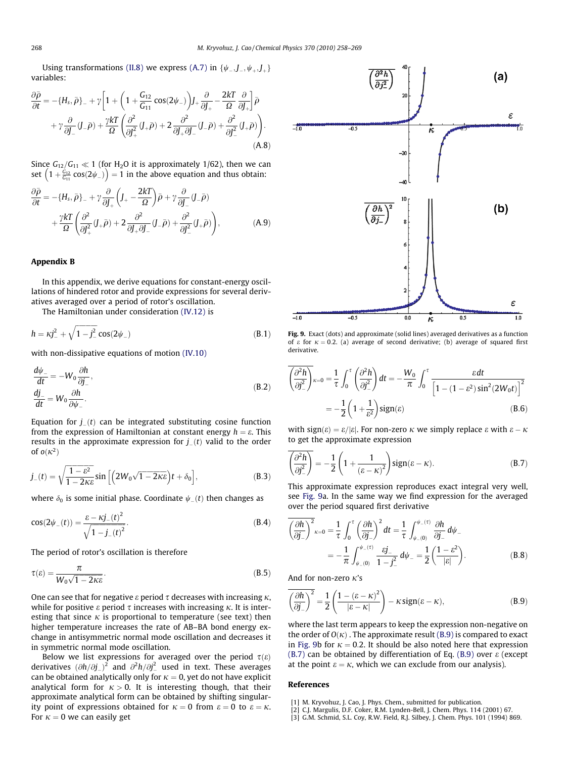Using transformations (II.8) we express (A.7) in $\{\psi_-, J_-, \psi_+, J_+\}$ variables:

$$\frac{\partial \bar{\rho}}{\partial t} = -\{H_s, \bar{\rho}\}_- + \gamma\left[1 + \left(1 + \frac{G_{12}}{G_{11}}\cos(2\psi_-)\right)J_+\frac{\partial}{\partial J_+} - \frac{2kT}{\Omega}\frac{\partial}{\partial J_+}\right]\bar{\rho} + \gamma\frac{\partial}{\partial J_-}(J_-\bar{\rho}) + \frac{\gamma kT}{\Omega}\left(\frac{\partial^2}{\partial J_+^2}(J_+\bar{\rho}) + 2\frac{\partial^2}{\partial J_+ \partial J_-}(J_-\bar{\rho}) + \frac{\partial^2}{\partial J_-^2}(J_+\bar{\rho})\right). \tag{A.8}$$

Since $G_{12}/G_{11} \ll 1$ (for $H_2O$ it is approximately 1/62), then we can set $\left(1 + \frac{G_{12}}{G_{11}}\cos(2\psi_-)\right) = 1$ in the above equation and thus obtain:

$$\frac{\partial \bar{\rho}}{\partial t} = -\{H_s, \bar{\rho}\}_- + \gamma\frac{\partial}{\partial J_+}\left(J_+ - \frac{2kT}{\Omega}\right)\bar{\rho} + \gamma\frac{\partial}{\partial J_-}(J_-\bar{\rho}) + \frac{\gamma kT}{\Omega}\left(\frac{\partial^2}{\partial J_+^2}(J_+\bar{\rho}) + 2\frac{\partial^2}{\partial J_+ \partial J_-}(J_-\bar{\rho}) + \frac{\partial^2}{\partial J_-^2}(J_+\bar{\rho})\right), \tag{A.9}$$

## Appendix B

In this appendix, we derive equations for constant-energy oscillations of hindered rotor and provide expressions for several derivatives averaged over a period of rotor's oscillation.

The Hamiltonian under consideration (IV.12) is

$$h = \kappa j_-^2 + \sqrt{1 - j_-^2}\cos(2\psi_-) \tag{B.1}$$

with non-dissipative equations of motion (IV.10)

$$\frac{d\psi_-}{dt} = -W_0\frac{\partial h}{\partial j_-}, \quad \frac{dj_-}{dt} = W_0\frac{\partial h}{\partial \psi_-}. \tag{B.2}$$

Equation for $j_-(t)$ can be integrated substituting cosine function from the expression of Hamiltonian at constant energy $h = \varepsilon$. This results in the approximate expression for $j_-(t)$ valid to the order of $o(\kappa^2)$

$$j_-(t) = \sqrt{\frac{1-\varepsilon^2}{1-2\kappa\varepsilon}}\sin\left[\left(2W_0\sqrt{1-2\kappa\varepsilon}\right)t + \delta_0\right], \tag{B.3}$$

where $\delta_0$ is some initial phase. Coordinate $\psi_-(t)$ then changes as

$$\cos(2\psi_-(t)) = \frac{\varepsilon - \kappa j_-(t)^2}{\sqrt{1 - j_-(t)^2}}. \tag{B.4}$$

The period of rotor's oscillation is therefore

$$\tau(\varepsilon) = \frac{\pi}{W_0\sqrt{1-2\kappa\varepsilon}}. \tag{B.5}$$

One can see that for negative $\varepsilon$ period $\tau$ decreases with increasing $\kappa$, while for positive $\varepsilon$ period $\tau$ increases with increasing $\kappa$. It is interesting that since $\kappa$ is proportional to temperature (see text) then higher temperature increases the rate of AB–BA bond energy exchange in antisymmetric normal mode oscillation and decreases it in symmetric normal mode oscillation.

Below we list expressions for averaged over the period $\tau(\varepsilon)$ derivatives $(\partial h/\partial j_-)^2$ and $\partial^2 h/\partial j_-^2$ used in text. These averages can be obtained analytically only for $\kappa = 0$, yet do not have explicit analytical form for $\kappa > 0$. It is interesting though, that their approximate analytical form can be obtained by shifting singularity point of expressions obtained for $\kappa = 0$ from $\varepsilon = 0$ to $\varepsilon = \kappa$. For $\kappa = 0$ we can easily get

Fig. 9. Exact (dots) and approximate (solid lines) averaged derivatives as a function of $\varepsilon$ for $\kappa = 0.2$. (a) average of second derivative; (b) average of squared first derivative.

$$\overline{\left(\frac{\partial^2 h}{\partial j_-^2}\right)}_{\kappa=0} = \frac{1}{\tau}\int_0^\tau \left(\frac{\partial^2 h}{\partial j_-^2}\right)dt = -\frac{W_0}{\pi}\int_0^\tau \frac{\varepsilon\, dt}{\left[1 - (1-\varepsilon^2)\sin^2(2W_0 t)\right]^2} = -\frac{1}{2}\left(1 + \frac{1}{\varepsilon^2}\right)\mathrm{sign}(\varepsilon) \tag{B.6}$$

with $\mathrm{sign}(\varepsilon) = \varepsilon/|\varepsilon|$. For non-zero $\kappa$ we simply replace $\varepsilon$ with $\varepsilon - \kappa$ to get the approximate expression

$$\overline{\left(\frac{\partial^2 h}{\partial j_-^2}\right)} = -\frac{1}{2}\left(1 + \frac{1}{(\varepsilon-\kappa)^2}\right)\mathrm{sign}(\varepsilon - \kappa). \tag{B.7}$$

This approximate expression reproduces exact integral very well, see Fig. 9a. In the same way we find expression for the averaged over the period squared first derivative

$$\overline{\left(\frac{\partial h}{\partial j_-}\right)^2}_{\kappa=0} = \frac{1}{\tau}\int_0^\tau \left(\frac{\partial h}{\partial j_-}\right)^2 dt = \frac{1}{\tau}\int_{\psi_-(0)}^{\psi_-(\tau)} \frac{\partial h}{\partial j_-}\, d\psi_- = -\frac{1}{\pi}\int_{\psi_-(0)}^{\psi_-(\tau)} \frac{\varepsilon j_-}{1 - j_-^2}\, d\psi_- = \frac{1}{2}\left(\frac{1-\varepsilon^2}{|\varepsilon|}\right). \tag{B.8}$$

And for non-zero $\kappa$'s

$$\overline{\left(\frac{\partial h}{\partial j_-}\right)^2} = \frac{1}{2}\left(\frac{1 - (\varepsilon-\kappa)^2}{|\varepsilon - \kappa|}\right) - \kappa\,\mathrm{sign}(\varepsilon - \kappa), \tag{B.9}$$

where the last term appears to keep the expression non-negative on the order of $O(\kappa)$. The approximate result (B.9) is compared to exact in Fig. 9b for $\kappa = 0.2$. It should be also noted here that expression (B.7) can be obtained by differentiation of Eq. (B.9) over $\varepsilon$ (except at the point $\varepsilon = \kappa$, which we can exclude from our analysis).

## References

[1] M. Kryvohuz, J. Cao, J. Phys. Chem., submitted for publication.
[2] C.J. Margulis, D.F. Coker, R.M. Lynden-Bell, J. Chem. Phys. 114 (2001) 67.
[3] G.M. Schmid, S.L. Coy, R.W. Field, R.J. Silbey, J. Chem. Phys. 101 (1994) 869.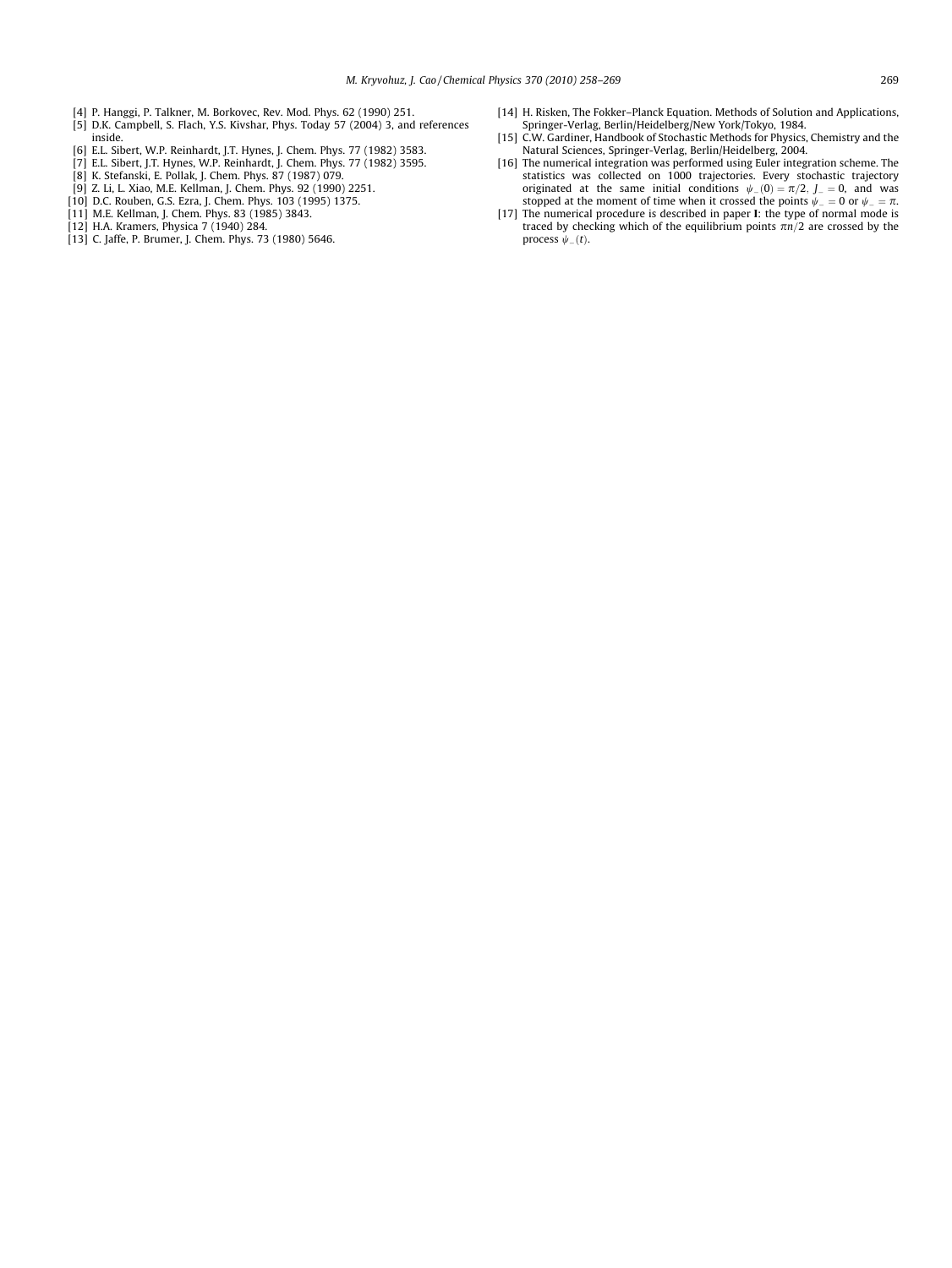[4] P. Hanggi, P. Talkner, M. Borkovec, Rev. Mod. Phys. 62 (1990) 251.

[5] D.K. Campbell, S. Flach, Y.S. Kivshar, Phys. Today 57 (2004) 3, and references inside.

[6] E.L. Sibert, W.P. Reinhardt, J.T. Hynes, J. Chem. Phys. 77 (1982) 3583.

[7] E.L. Sibert, J.T. Hynes, W.P. Reinhardt, J. Chem. Phys. 77 (1982) 3595.

[8] K. Stefanski, E. Pollak, J. Chem. Phys. 87 (1987) 079.

[9] Z. Li, L. Xiao, M.E. Kellman, J. Chem. Phys. 92 (1990) 2251.

[10] D.C. Rouben, G.S. Ezra, J. Chem. Phys. 103 (1995) 1375.

[11] M.E. Kellman, J. Chem. Phys. 83 (1985) 3843.

[12] H.A. Kramers, Physica 7 (1940) 284.

[13] C. Jaffe, P. Brumer, J. Chem. Phys. 73 (1980) 5646.

[14] H. Risken, The Fokker–Planck Equation. Methods of Solution and Applications, Springer-Verlag, Berlin/Heidelberg/New York/Tokyo, 1984.

[15] C.W. Gardiner, Handbook of Stochastic Methods for Physics, Chemistry and the Natural Sciences, Springer-Verlag, Berlin/Heidelberg, 2004.

[16] The numerical integration was performed using Euler integration scheme. The statistics was collected on 1000 trajectories. Every stochastic trajectory originated at the same initial conditions $\psi_-(0) = \pi/2$, $J_- = 0$, and was stopped at the moment of time when it crossed the points $\psi_- = 0$ or $\psi_- = \pi$.

[17] The numerical procedure is described in paper **I**: the type of normal mode is traced by checking which of the equilibrium points $\pi n/2$ are crossed by the process $\psi_-(t)$.